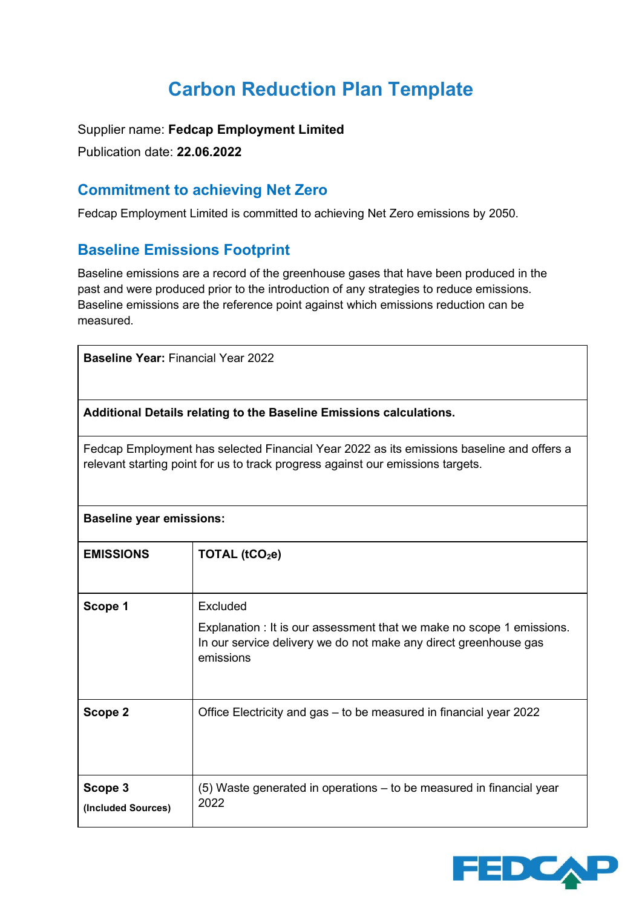# Carbon Reduction Plan Template

Supplier name: **Fedcap Employment Limited**

Publication date: **22.06.2022**

## Commitment to achieving Net Zero

Fedcap Employment Limited is committed to achieving Net Zero emissions by 2050.

## Baseline Emissions Footprint

Baseline emissions are a record of the greenhouse gases that have been produced in the past and were produced prior to the introduction of any strategies to reduce emissions. Baseline emissions are the reference point against which emissions reduction can be measured.

| **Baseline Year:** Financial Year 2022 | |
|---|---|
| **Additional Details relating to the Baseline Emissions calculations.** | |
| Fedcap Employment has selected Financial Year 2022 as its emissions baseline and offers a relevant starting point for us to track progress against our emissions targets. | |
| **Baseline year emissions:** | |
| **EMISSIONS** | **TOTAL ($tCO_2e$)** |
| **Scope 1** | Excluded<br><br>Explanation : It is our assessment that we make no scope 1 emissions. In our service delivery we do not make any direct greenhouse gas emissions |
| **Scope 2** | Office Electricity and gas – to be measured in financial year 2022 |
| **Scope 3**<br>**(Included Sources)** | (5) Waste generated in operations – to be measured in financial year 2022 |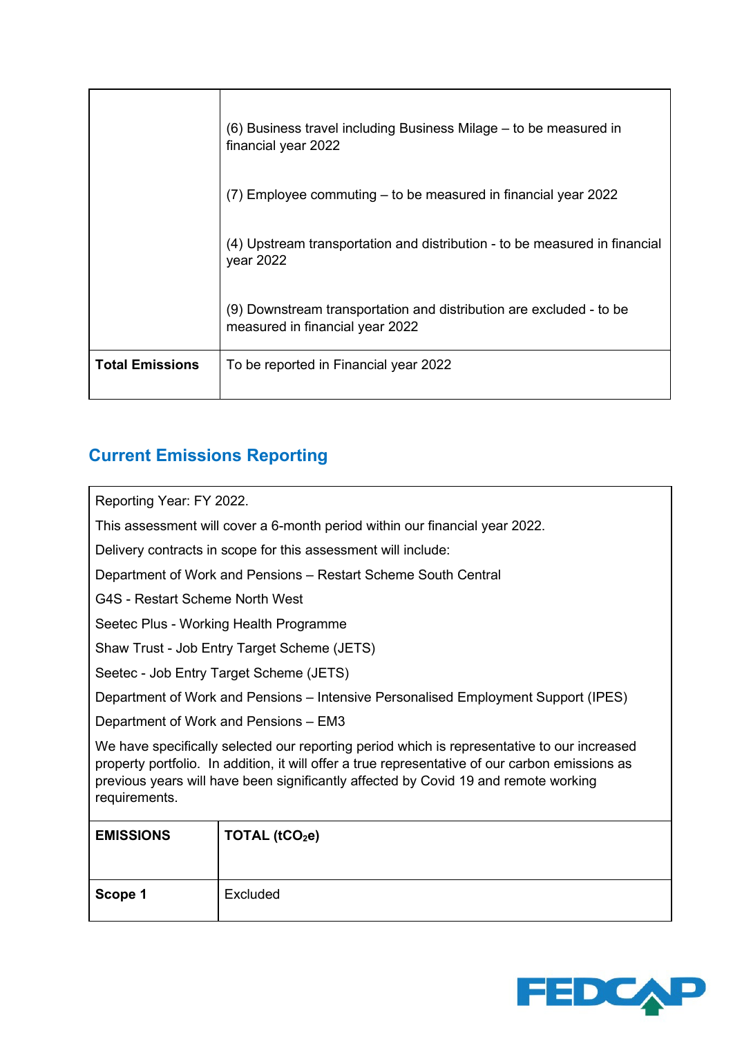| | |
|---|---|
| | (6) Business travel including Business Milage – to be measured in financial year 2022<br><br>(7) Employee commuting – to be measured in financial year 2022<br><br>(4) Upstream transportation and distribution - to be measured in financial year 2022<br><br>(9) Downstream transportation and distribution are excluded - to be measured in financial year 2022 |
| **Total Emissions** | To be reported in Financial year 2022 |

## Current Emissions Reporting

Reporting Year: FY 2022.

This assessment will cover a 6-month period within our financial year 2022.

Delivery contracts in scope for this assessment will include:

Department of Work and Pensions – Restart Scheme South Central

G4S - Restart Scheme North West

Seetec Plus - Working Health Programme

Shaw Trust - Job Entry Target Scheme (JETS)

Seetec - Job Entry Target Scheme (JETS)

Department of Work and Pensions – Intensive Personalised Employment Support (IPES)

Department of Work and Pensions – EM3

We have specifically selected our reporting period which is representative to our increased property portfolio. In addition, it will offer a true representative of our carbon emissions as previous years will have been significantly affected by Covid 19 and remote working requirements.

| **EMISSIONS** | **TOTAL ($tCO_2e$)** |
|---|---|
| **Scope 1** | Excluded |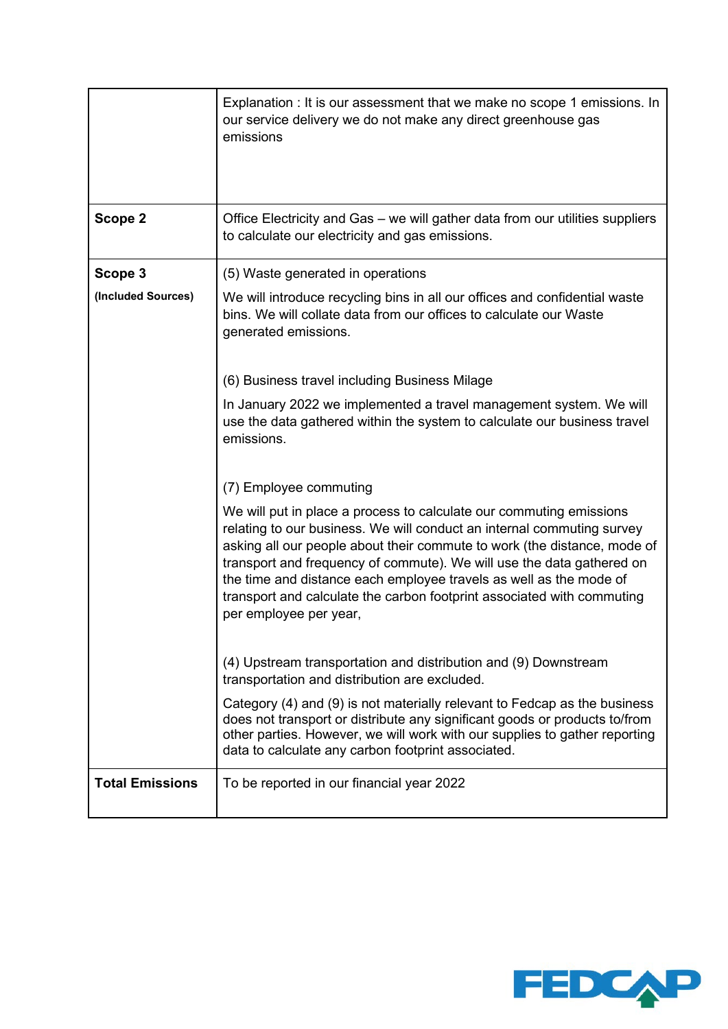| | |
|---|---|
| | Explanation : It is our assessment that we make no scope 1 emissions. In our service delivery we do not make any direct greenhouse gas emissions |
| **Scope 2** | Office Electricity and Gas – we will gather data from our utilities suppliers to calculate our electricity and gas emissions. |
| **Scope 3**<br>**(Included Sources)** | (5) Waste generated in operations<br><br>We will introduce recycling bins in all our offices and confidential waste bins. We will collate data from our offices to calculate our Waste generated emissions.<br><br>(6) Business travel including Business Milage<br><br>In January 2022 we implemented a travel management system. We will use the data gathered within the system to calculate our business travel emissions.<br><br>(7) Employee commuting<br><br>We will put in place a process to calculate our commuting emissions relating to our business. We will conduct an internal commuting survey asking all our people about their commute to work (the distance, mode of transport and frequency of commute). We will use the data gathered on the time and distance each employee travels as well as the mode of transport and calculate the carbon footprint associated with commuting per employee per year,<br><br>(4) Upstream transportation and distribution and (9) Downstream transportation and distribution are excluded.<br><br>Category (4) and (9) is not materially relevant to Fedcap as the business does not transport or distribute any significant goods or products to/from other parties. However, we will work with our supplies to gather reporting data to calculate any carbon footprint associated. |
| **Total Emissions** | To be reported in our financial year 2022 |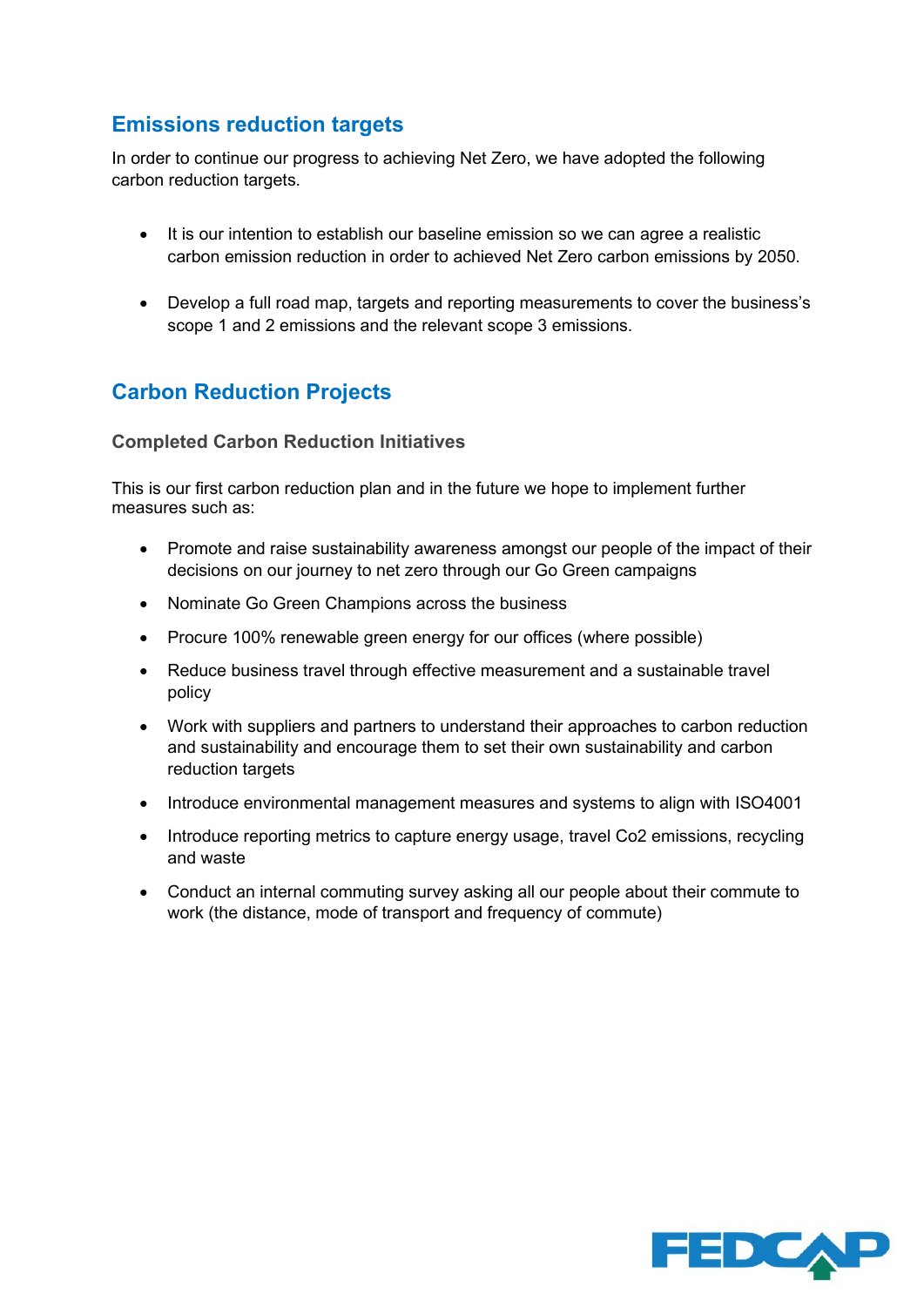## Emissions reduction targets

In order to continue our progress to achieving Net Zero, we have adopted the following carbon reduction targets.

- It is our intention to establish our baseline emission so we can agree a realistic carbon emission reduction in order to achieved Net Zero carbon emissions by 2050.
- Develop a full road map, targets and reporting measurements to cover the business's scope 1 and 2 emissions and the relevant scope 3 emissions.

## Carbon Reduction Projects

### Completed Carbon Reduction Initiatives

This is our first carbon reduction plan and in the future we hope to implement further measures such as:

- Promote and raise sustainability awareness amongst our people of the impact of their decisions on our journey to net zero through our Go Green campaigns
- Nominate Go Green Champions across the business
- Procure 100% renewable green energy for our offices (where possible)
- Reduce business travel through effective measurement and a sustainable travel policy
- Work with suppliers and partners to understand their approaches to carbon reduction and sustainability and encourage them to set their own sustainability and carbon reduction targets
- Introduce environmental management measures and systems to align with ISO4001
- Introduce reporting metrics to capture energy usage, travel Co2 emissions, recycling and waste
- Conduct an internal commuting survey asking all our people about their commute to work (the distance, mode of transport and frequency of commute)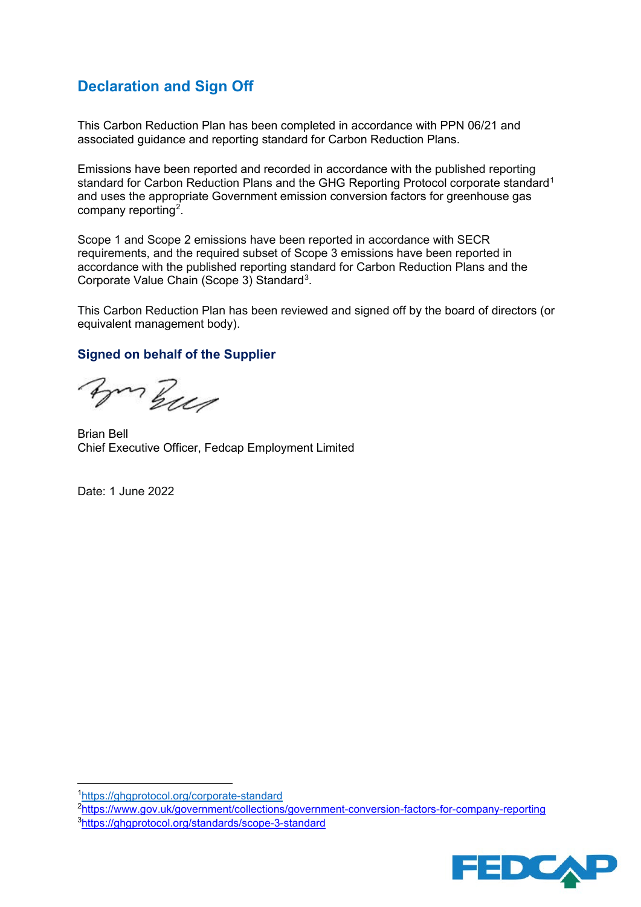## Declaration and Sign Off

This Carbon Reduction Plan has been completed in accordance with PPN 06/21 and associated guidance and reporting standard for Carbon Reduction Plans.

Emissions have been reported and recorded in accordance with the published reporting standard for Carbon Reduction Plans and the GHG Reporting Protocol corporate standard[1] and uses the appropriate Government emission conversion factors for greenhouse gas company reporting[2].

Scope 1 and Scope 2 emissions have been reported in accordance with SECR requirements, and the required subset of Scope 3 emissions have been reported in accordance with the published reporting standard for Carbon Reduction Plans and the Corporate Value Chain (Scope 3) Standard[3].

This Carbon Reduction Plan has been reviewed and signed off by the board of directors (or equivalent management body).

### Signed on behalf of the Supplier

Brian Bell
Chief Executive Officer, Fedcap Employment Limited

Date: 1 June 2022

[1] https://ghgprotocol.org/corporate-standard
[2] https://www.gov.uk/government/collections/government-conversion-factors-for-company-reporting
[3] https://ghgprotocol.org/standards/scope-3-standard